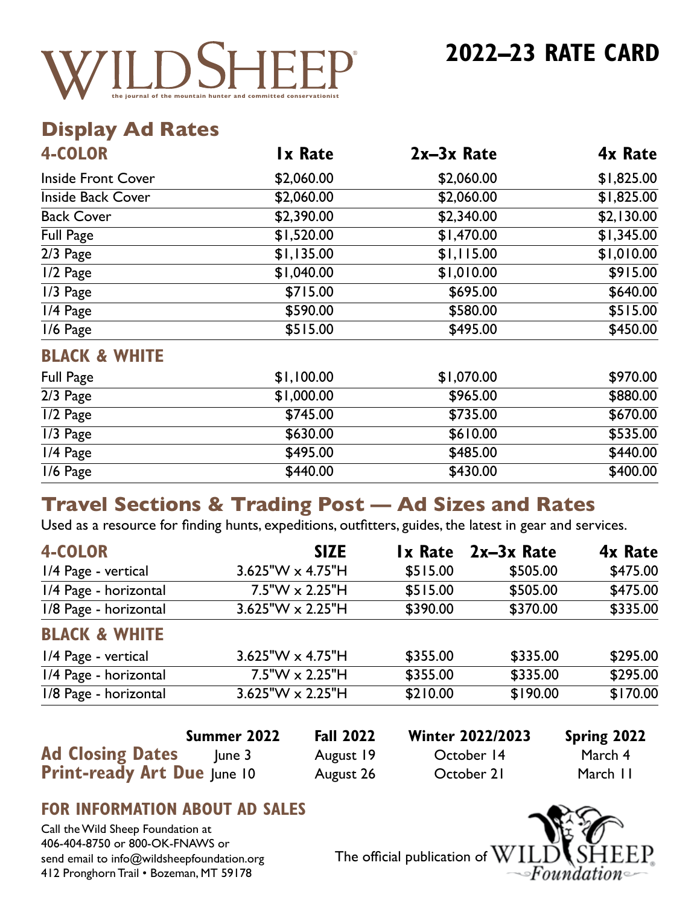# WILDSHEEP®

the journal of the mountain hunter and committed conservationist

# 2022–23 RATE CARD

## Display Ad Rates

| 4-COLOR | 1x Rate | 2x–3x Rate | 4x Rate |
|---|---|---|---|
| Inside Front Cover | $2,060.00 | $2,060.00 | $1,825.00 |
| Inside Back Cover | $2,060.00 | $2,060.00 | $1,825.00 |
| Back Cover | $2,390.00 | $2,340.00 | $2,130.00 |
| Full Page | $1,520.00 | $1,470.00 | $1,345.00 |
| 2/3 Page | $1,135.00 | $1,115.00 | $1,010.00 |
| 1/2 Page | $1,040.00 | $1,010.00 | $915.00 |
| 1/3 Page | $715.00 | $695.00 | $640.00 |
| 1/4 Page | $590.00 | $580.00 | $515.00 |
| 1/6 Page | $515.00 | $495.00 | $450.00 |
| **BLACK & WHITE** | | | |
| Full Page | $1,100.00 | $1,070.00 | $970.00 |
| 2/3 Page | $1,000.00 | $965.00 | $880.00 |
| 1/2 Page | $745.00 | $735.00 | $670.00 |
| 1/3 Page | $630.00 | $610.00 | $535.00 |
| 1/4 Page | $495.00 | $485.00 | $440.00 |
| 1/6 Page | $440.00 | $430.00 | $400.00 |

## Travel Sections & Trading Post — Ad Sizes and Rates

Used as a resource for finding hunts, expeditions, outfitters, guides, the latest in gear and services.

| 4-COLOR | SIZE | 1x Rate | 2x–3x Rate | 4x Rate |
|---|---|---|---|---|
| 1/4 Page - vertical | 3.625"W x 4.75"H | $515.00 | $505.00 | $475.00 |
| 1/4 Page - horizontal | 7.5"W x 2.25"H | $515.00 | $505.00 | $475.00 |
| 1/8 Page - horizontal | 3.625"W x 2.25"H | $390.00 | $370.00 | $335.00 |
| **BLACK & WHITE** | | | | |
| 1/4 Page - vertical | 3.625"W x 4.75"H | $355.00 | $335.00 | $295.00 |
| 1/4 Page - horizontal | 7.5"W x 2.25"H | $355.00 | $335.00 | $295.00 |
| 1/8 Page - horizontal | 3.625"W x 2.25"H | $210.00 | $190.00 | $170.00 |

| | Summer 2022 | Fall 2022 | Winter 2022/2023 | Spring 2022 |
|---|---|---|---|---|
| **Ad Closing Dates** | June 3 | August 19 | October 14 | March 4 |
| **Print-ready Art Due** | June 10 | August 26 | October 21 | March 11 |

## FOR INFORMATION ABOUT AD SALES

Call the Wild Sheep Foundation at
406-404-8750 or 800-OK-FNAWS or
send email to info@wildsheepfoundation.org
412 Pronghorn Trail • Bozeman, MT 59178

The official publication of WILD SHEEP Foundation®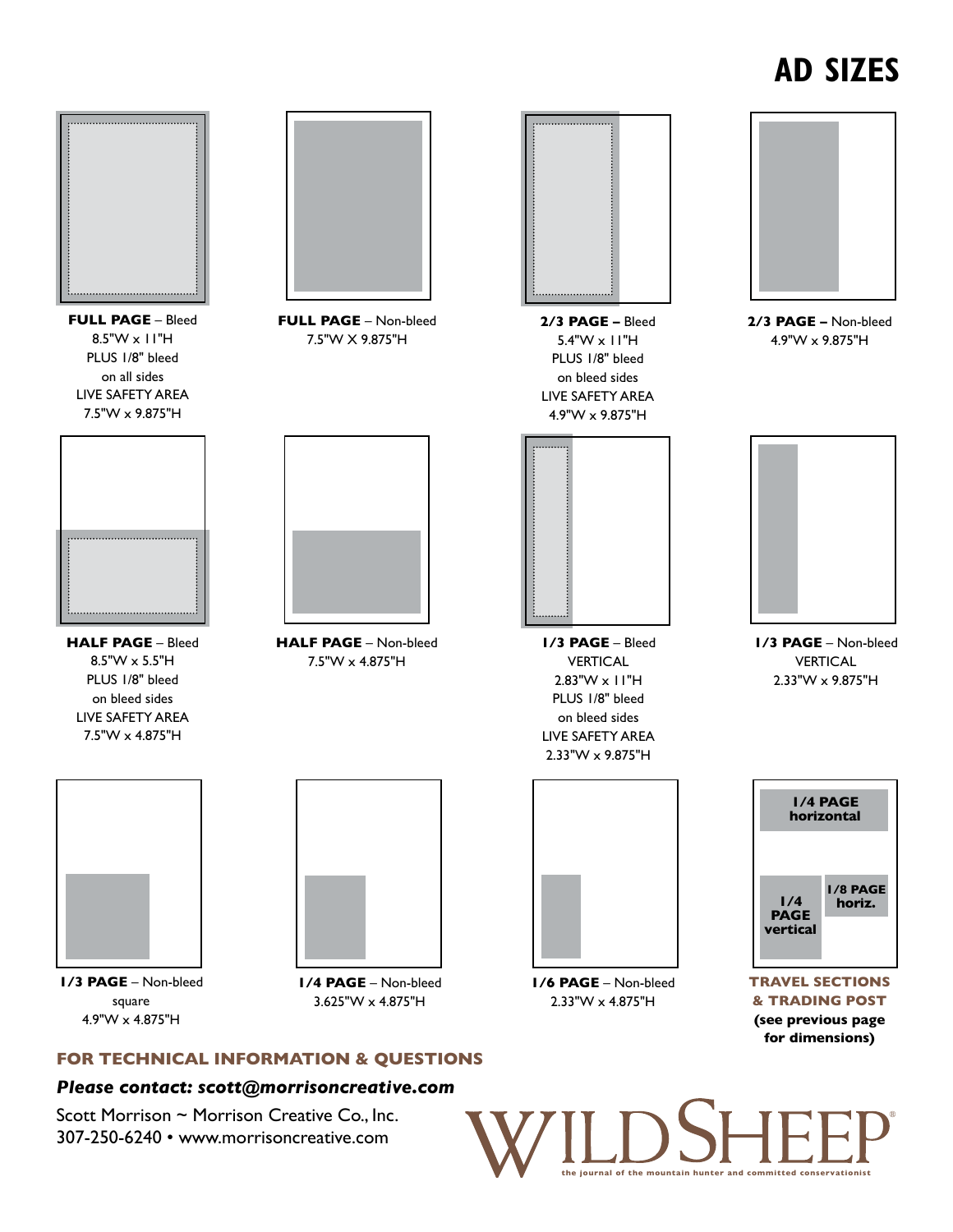# AD SIZES

**FULL PAGE** – Bleed
8.5"W x 11"H
PLUS 1/8" bleed
on all sides
LIVE SAFETY AREA
7.5"W x 9.875"H

**FULL PAGE** – Non-bleed
7.5"W X 9.875"H

**2/3 PAGE –** Bleed
5.4"W x 11"H
PLUS 1/8" bleed
on bleed sides
LIVE SAFETY AREA
4.9"W x 9.875"H

**2/3 PAGE –** Non-bleed
4.9"W x 9.875"H

**HALF PAGE** – Bleed
8.5"W x 5.5"H
PLUS 1/8" bleed
on bleed sides
LIVE SAFETY AREA
7.5"W x 4.875"H

**HALF PAGE** – Non-bleed
7.5"W x 4.875"H

**1/3 PAGE** – Bleed
VERTICAL
2.83"W x 11"H
PLUS 1/8" bleed
on bleed sides
LIVE SAFETY AREA
2.33"W x 9.875"H

**1/3 PAGE** – Non-bleed
VERTICAL
2.33"W x 9.875"H

**1/3 PAGE** – Non-bleed
square
4.9"W x 4.875"H

**1/4 PAGE** – Non-bleed
3.625"W x 4.875"H

**1/6 PAGE** – Non-bleed
2.33"W x 4.875"H

**1/4 PAGE horizontal**

**1/4 PAGE vertical**

**1/8 PAGE horiz.**

**TRAVEL SECTIONS & TRADING POST**
**(see previous page for dimensions)**

**FOR TECHNICAL INFORMATION & QUESTIONS**

***Please contact: scott@morrisoncreative.com***

Scott Morrison ~ Morrison Creative Co., Inc.
307-250-6240 • www.morrisoncreative.com

WILD SHEEP®
the journal of the mountain hunter and committed conservationist